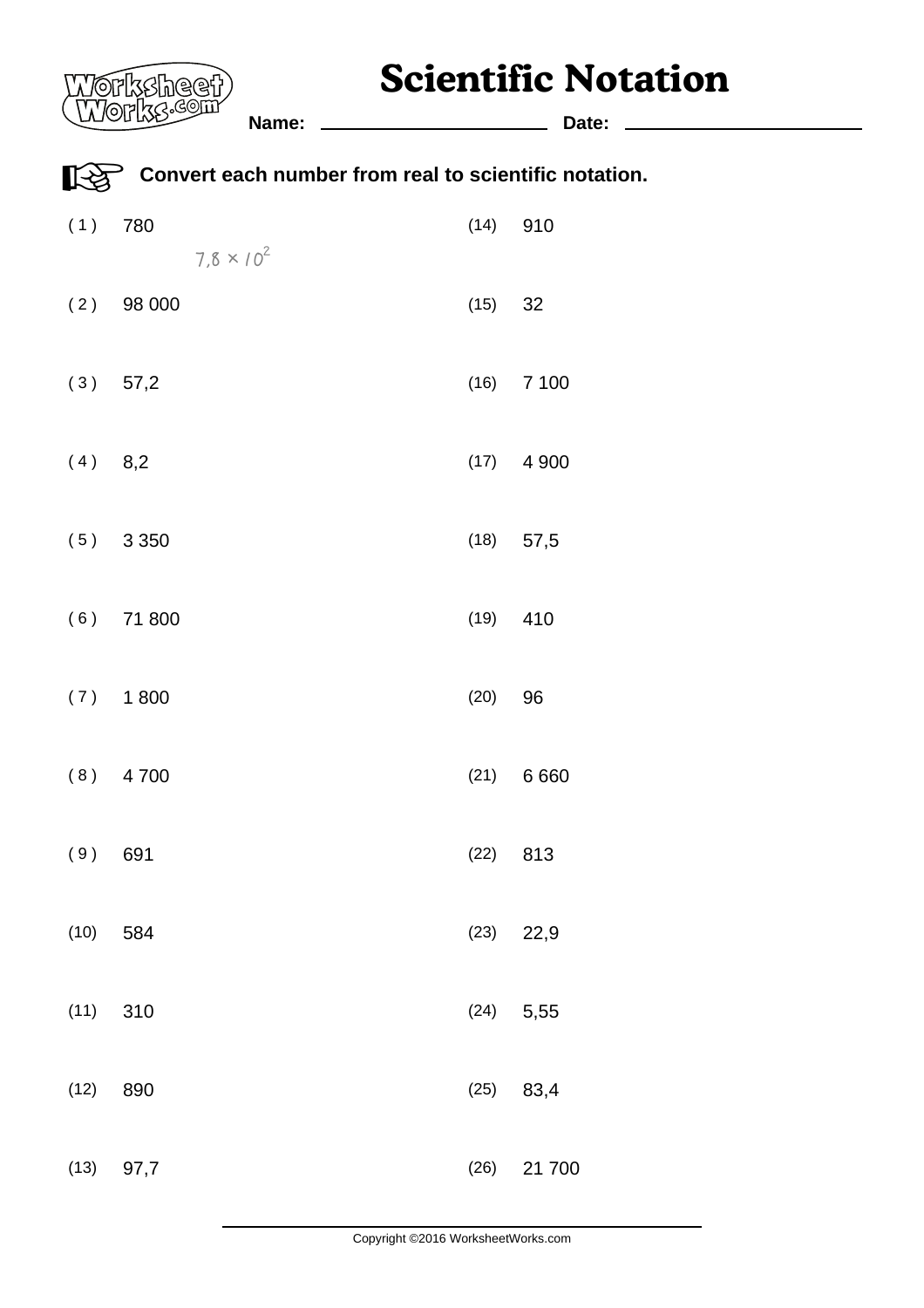# Scientific Notation

**Name:** ______________________ **Date:** ______________________

**Convert each number from real to scientific notation.**

(1) 780

$7,8 \times 10^2$

(2) 98 000

(3) 57,2

(4) 8,2

(5) 3 350

(6) 71 800

(7) 1 800

(8) 4 700

(9) 691

(10) 584

(11) 310

(12) 890

(13) 97,7

(14) 910

(15) 32

(16) 7 100

(17) 4 900

(18) 57,5

(19) 410

(20) 96

(21) 6 660

(22) 813

(23) 22,9

(24) 5,55

(25) 83,4

(26) 21 700

Copyright ©2016 WorksheetWorks.com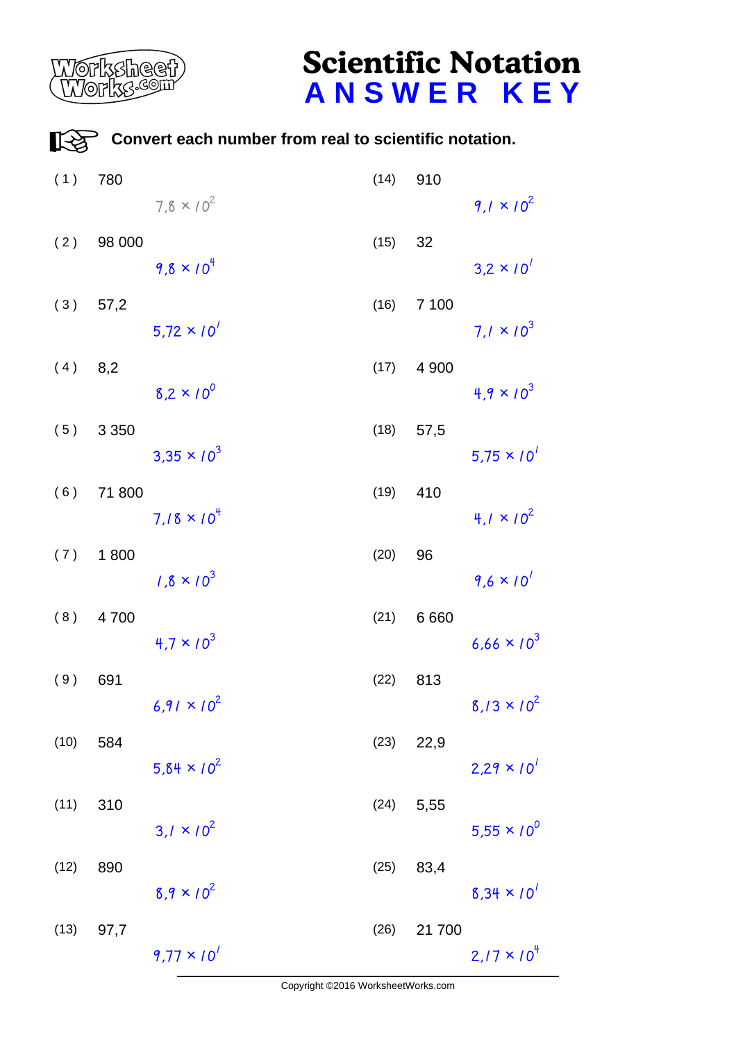# Scientific Notation
## ANSWER KEY

**Convert each number from real to scientific notation.**

(1) 780

$7,8 \times 10^2$

(2) 98 000

$9,8 \times 10^4$

(3) 57,2

$5,72 \times 10^1$

(4) 8,2

$8,2 \times 10^0$

(5) 3 350

$3,35 \times 10^3$

(6) 71 800

$7,18 \times 10^4$

(7) 1 800

$1,8 \times 10^3$

(8) 4 700

$4,7 \times 10^3$

(9) 691

$6,91 \times 10^2$

(10) 584

$5,84 \times 10^2$

(11) 310

$3,1 \times 10^2$

(12) 890

$8,9 \times 10^2$

(13) 97,7

$9,77 \times 10^1$

(14) 910

$9,1 \times 10^2$

(15) 32

$3,2 \times 10^1$

(16) 7 100

$7,1 \times 10^3$

(17) 4 900

$4,9 \times 10^3$

(18) 57,5

$5,75 \times 10^1$

(19) 410

$4,1 \times 10^2$

(20) 96

$9,6 \times 10^1$

(21) 6 660

$6,66 \times 10^3$

(22) 813

$8,13 \times 10^2$

(23) 22,9

$2,29 \times 10^1$

(24) 5,55

$5,55 \times 10^0$

(25) 83,4

$8,34 \times 10^1$

(26) 21 700

$2,17 \times 10^4$

Copyright ©2016 WorksheetWorks.com